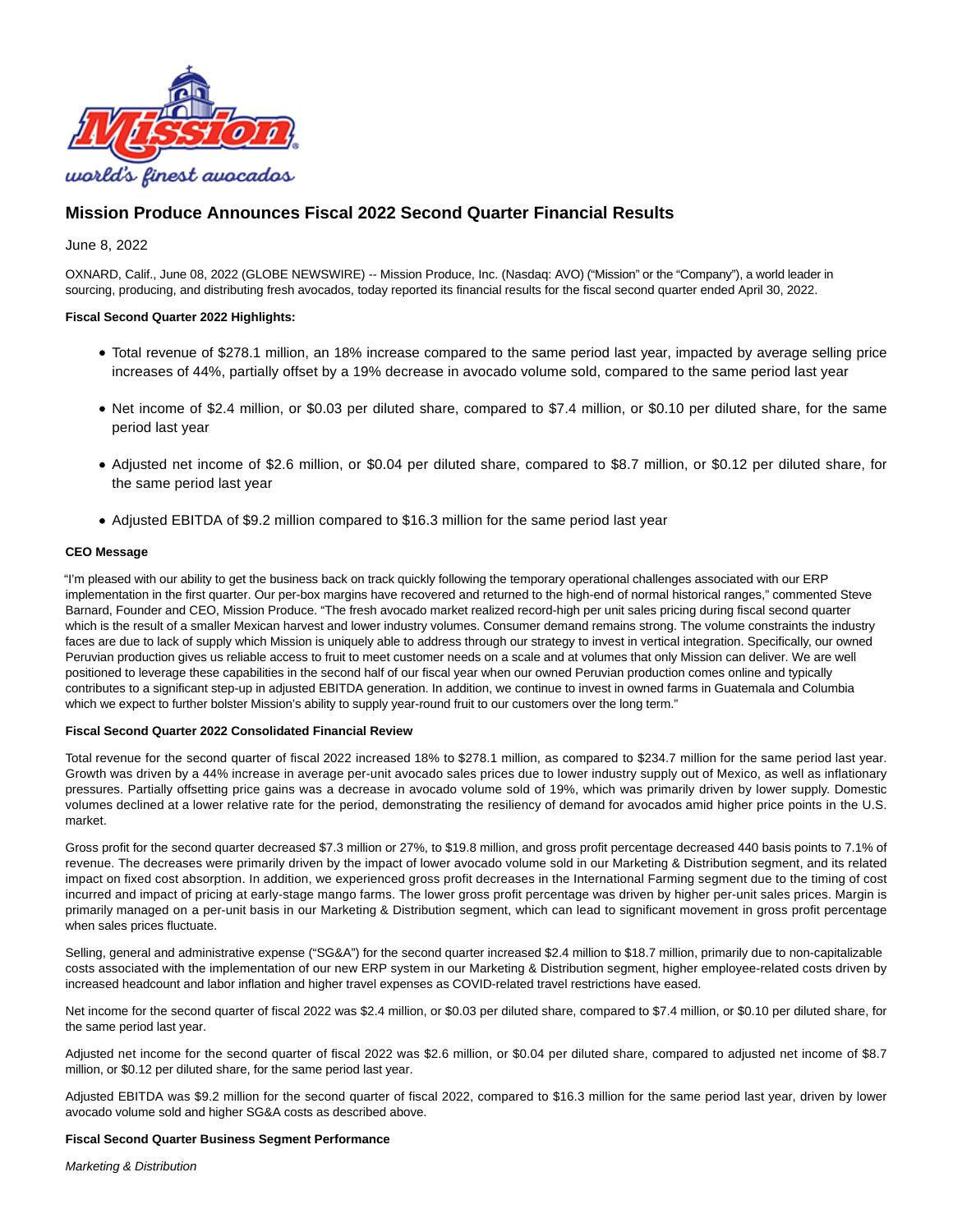# Mission Produce Announces Fiscal 2022 Second Quarter Financial Results

June 8, 2022

OXNARD, Calif., June 08, 2022 (GLOBE NEWSWIRE) -- Mission Produce, Inc. (Nasdaq: AVO) ("Mission" or the "Company"), a world leader in sourcing, producing, and distributing fresh avocados, today reported its financial results for the fiscal second quarter ended April 30, 2022.

**Fiscal Second Quarter 2022 Highlights:**

- Total revenue of $278.1 million, an 18% increase compared to the same period last year, impacted by average selling price increases of 44%, partially offset by a 19% decrease in avocado volume sold, compared to the same period last year
- Net income of $2.4 million, or $0.03 per diluted share, compared to $7.4 million, or $0.10 per diluted share, for the same period last year
- Adjusted net income of $2.6 million, or $0.04 per diluted share, compared to $8.7 million, or $0.12 per diluted share, for the same period last year
- Adjusted EBITDA of $9.2 million compared to $16.3 million for the same period last year

**CEO Message**

"I'm pleased with our ability to get the business back on track quickly following the temporary operational challenges associated with our ERP implementation in the first quarter. Our per-box margins have recovered and returned to the high-end of normal historical ranges," commented Steve Barnard, Founder and CEO, Mission Produce. "The fresh avocado market realized record-high per unit sales pricing during fiscal second quarter which is the result of a smaller Mexican harvest and lower industry volumes. Consumer demand remains strong. The volume constraints the industry faces are due to lack of supply which Mission is uniquely able to address through our strategy to invest in vertical integration. Specifically, our owned Peruvian production gives us reliable access to fruit to meet customer needs on a scale and at volumes that only Mission can deliver. We are well positioned to leverage these capabilities in the second half of our fiscal year when our owned Peruvian production comes online and typically contributes to a significant step-up in adjusted EBITDA generation. In addition, we continue to invest in owned farms in Guatemala and Columbia which we expect to further bolster Mission's ability to supply year-round fruit to our customers over the long term."

**Fiscal Second Quarter 2022 Consolidated Financial Review**

Total revenue for the second quarter of fiscal 2022 increased 18% to $278.1 million, as compared to $234.7 million for the same period last year. Growth was driven by a 44% increase in average per-unit avocado sales prices due to lower industry supply out of Mexico, as well as inflationary pressures. Partially offsetting price gains was a decrease in avocado volume sold of 19%, which was primarily driven by lower supply. Domestic volumes declined at a lower relative rate for the period, demonstrating the resiliency of demand for avocados amid higher price points in the U.S. market.

Gross profit for the second quarter decreased $7.3 million or 27%, to $19.8 million, and gross profit percentage decreased 440 basis points to 7.1% of revenue. The decreases were primarily driven by the impact of lower avocado volume sold in our Marketing & Distribution segment, and its related impact on fixed cost absorption. In addition, we experienced gross profit decreases in the International Farming segment due to the timing of cost incurred and impact of pricing at early-stage mango farms. The lower gross profit percentage was driven by higher per-unit sales prices. Margin is primarily managed on a per-unit basis in our Marketing & Distribution segment, which can lead to significant movement in gross profit percentage when sales prices fluctuate.

Selling, general and administrative expense ("SG&A") for the second quarter increased $2.4 million to $18.7 million, primarily due to non-capitalizable costs associated with the implementation of our new ERP system in our Marketing & Distribution segment, higher employee-related costs driven by increased headcount and labor inflation and higher travel expenses as COVID-related travel restrictions have eased.

Net income for the second quarter of fiscal 2022 was $2.4 million, or $0.03 per diluted share, compared to $7.4 million, or $0.10 per diluted share, for the same period last year.

Adjusted net income for the second quarter of fiscal 2022 was $2.6 million, or $0.04 per diluted share, compared to adjusted net income of $8.7 million, or $0.12 per diluted share, for the same period last year.

Adjusted EBITDA was $9.2 million for the second quarter of fiscal 2022, compared to $16.3 million for the same period last year, driven by lower avocado volume sold and higher SG&A costs as described above.

**Fiscal Second Quarter Business Segment Performance**

*Marketing & Distribution*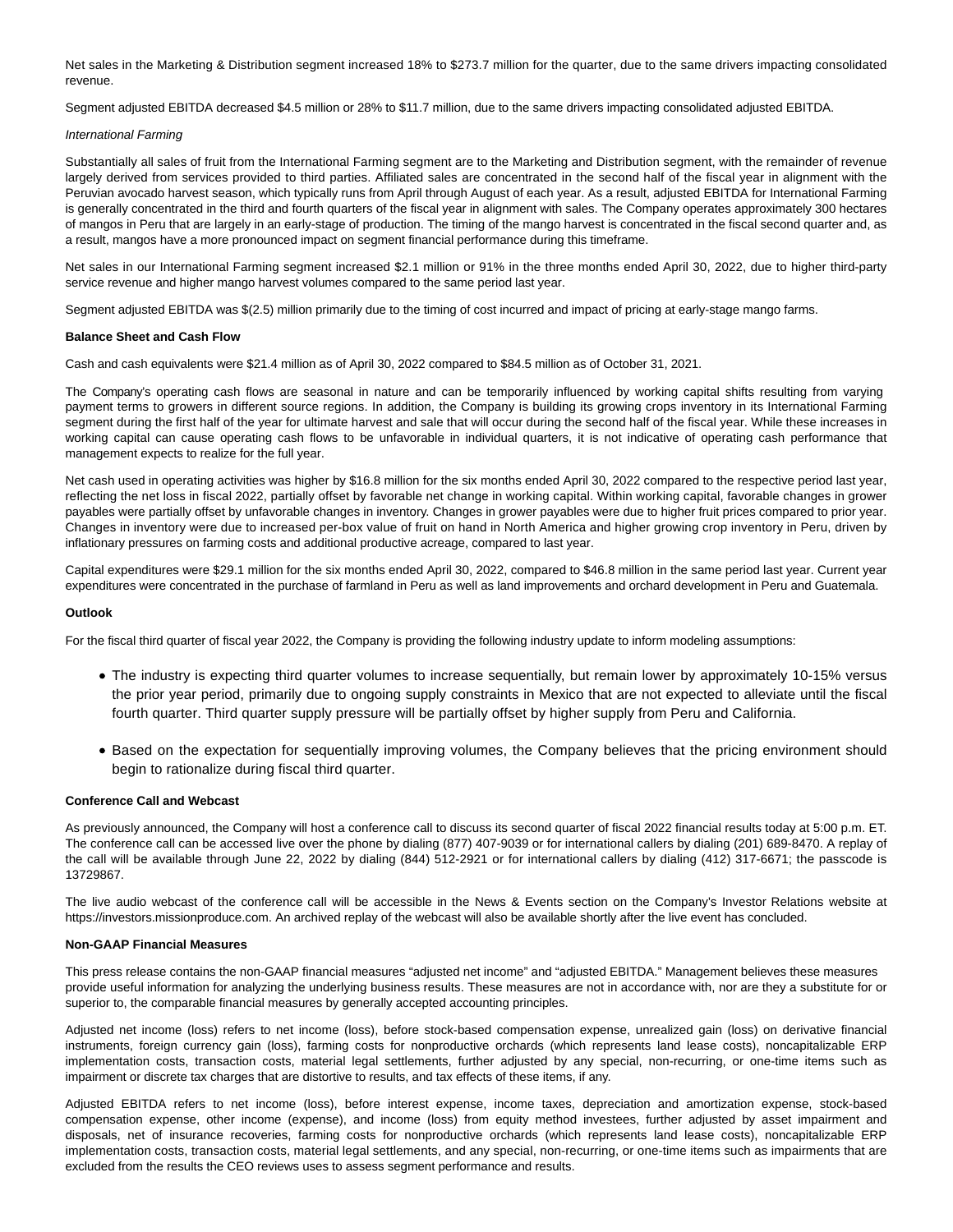Net sales in the Marketing & Distribution segment increased 18% to $273.7 million for the quarter, due to the same drivers impacting consolidated revenue.

Segment adjusted EBITDA decreased $4.5 million or 28% to $11.7 million, due to the same drivers impacting consolidated adjusted EBITDA.

*International Farming*

Substantially all sales of fruit from the International Farming segment are to the Marketing and Distribution segment, with the remainder of revenue largely derived from services provided to third parties. Affiliated sales are concentrated in the second half of the fiscal year in alignment with the Peruvian avocado harvest season, which typically runs from April through August of each year. As a result, adjusted EBITDA for International Farming is generally concentrated in the third and fourth quarters of the fiscal year in alignment with sales. The Company operates approximately 300 hectares of mangos in Peru that are largely in an early-stage of production. The timing of the mango harvest is concentrated in the fiscal second quarter and, as a result, mangos have a more pronounced impact on segment financial performance during this timeframe.

Net sales in our International Farming segment increased $2.1 million or 91% in the three months ended April 30, 2022, due to higher third-party service revenue and higher mango harvest volumes compared to the same period last year.

Segment adjusted EBITDA was $(2.5) million primarily due to the timing of cost incurred and impact of pricing at early-stage mango farms.

**Balance Sheet and Cash Flow**

Cash and cash equivalents were $21.4 million as of April 30, 2022 compared to $84.5 million as of October 31, 2021.

The Company's operating cash flows are seasonal in nature and can be temporarily influenced by working capital shifts resulting from varying payment terms to growers in different source regions. In addition, the Company is building its growing crops inventory in its International Farming segment during the first half of the year for ultimate harvest and sale that will occur during the second half of the fiscal year. While these increases in working capital can cause operating cash flows to be unfavorable in individual quarters, it is not indicative of operating cash performance that management expects to realize for the full year.

Net cash used in operating activities was higher by $16.8 million for the six months ended April 30, 2022 compared to the respective period last year, reflecting the net loss in fiscal 2022, partially offset by favorable net change in working capital. Within working capital, favorable changes in grower payables were partially offset by unfavorable changes in inventory. Changes in grower payables were due to higher fruit prices compared to prior year. Changes in inventory were due to increased per-box value of fruit on hand in North America and higher growing crop inventory in Peru, driven by inflationary pressures on farming costs and additional productive acreage, compared to last year.

Capital expenditures were $29.1 million for the six months ended April 30, 2022, compared to $46.8 million in the same period last year. Current year expenditures were concentrated in the purchase of farmland in Peru as well as land improvements and orchard development in Peru and Guatemala.

**Outlook**

For the fiscal third quarter of fiscal year 2022, the Company is providing the following industry update to inform modeling assumptions:

- The industry is expecting third quarter volumes to increase sequentially, but remain lower by approximately 10-15% versus the prior year period, primarily due to ongoing supply constraints in Mexico that are not expected to alleviate until the fiscal fourth quarter. Third quarter supply pressure will be partially offset by higher supply from Peru and California.
- Based on the expectation for sequentially improving volumes, the Company believes that the pricing environment should begin to rationalize during fiscal third quarter.

**Conference Call and Webcast**

As previously announced, the Company will host a conference call to discuss its second quarter of fiscal 2022 financial results today at 5:00 p.m. ET. The conference call can be accessed live over the phone by dialing (877) 407-9039 or for international callers by dialing (201) 689-8470. A replay of the call will be available through June 22, 2022 by dialing (844) 512-2921 or for international callers by dialing (412) 317-6671; the passcode is 13729867.

The live audio webcast of the conference call will be accessible in the News & Events section on the Company's Investor Relations website at https://investors.missionproduce.com. An archived replay of the webcast will also be available shortly after the live event has concluded.

**Non-GAAP Financial Measures**

This press release contains the non-GAAP financial measures "adjusted net income" and "adjusted EBITDA." Management believes these measures provide useful information for analyzing the underlying business results. These measures are not in accordance with, nor are they a substitute for or superior to, the comparable financial measures by generally accepted accounting principles.

Adjusted net income (loss) refers to net income (loss), before stock-based compensation expense, unrealized gain (loss) on derivative financial instruments, foreign currency gain (loss), farming costs for nonproductive orchards (which represents land lease costs), noncapitalizable ERP implementation costs, transaction costs, material legal settlements, further adjusted by any special, non-recurring, or one-time items such as impairment or discrete tax charges that are distortive to results, and tax effects of these items, if any.

Adjusted EBITDA refers to net income (loss), before interest expense, income taxes, depreciation and amortization expense, stock-based compensation expense, other income (expense), and income (loss) from equity method investees, further adjusted by asset impairment and disposals, net of insurance recoveries, farming costs for nonproductive orchards (which represents land lease costs), noncapitalizable ERP implementation costs, transaction costs, material legal settlements, and any special, non-recurring, or one-time items such as impairments that are excluded from the results the CEO reviews uses to assess segment performance and results.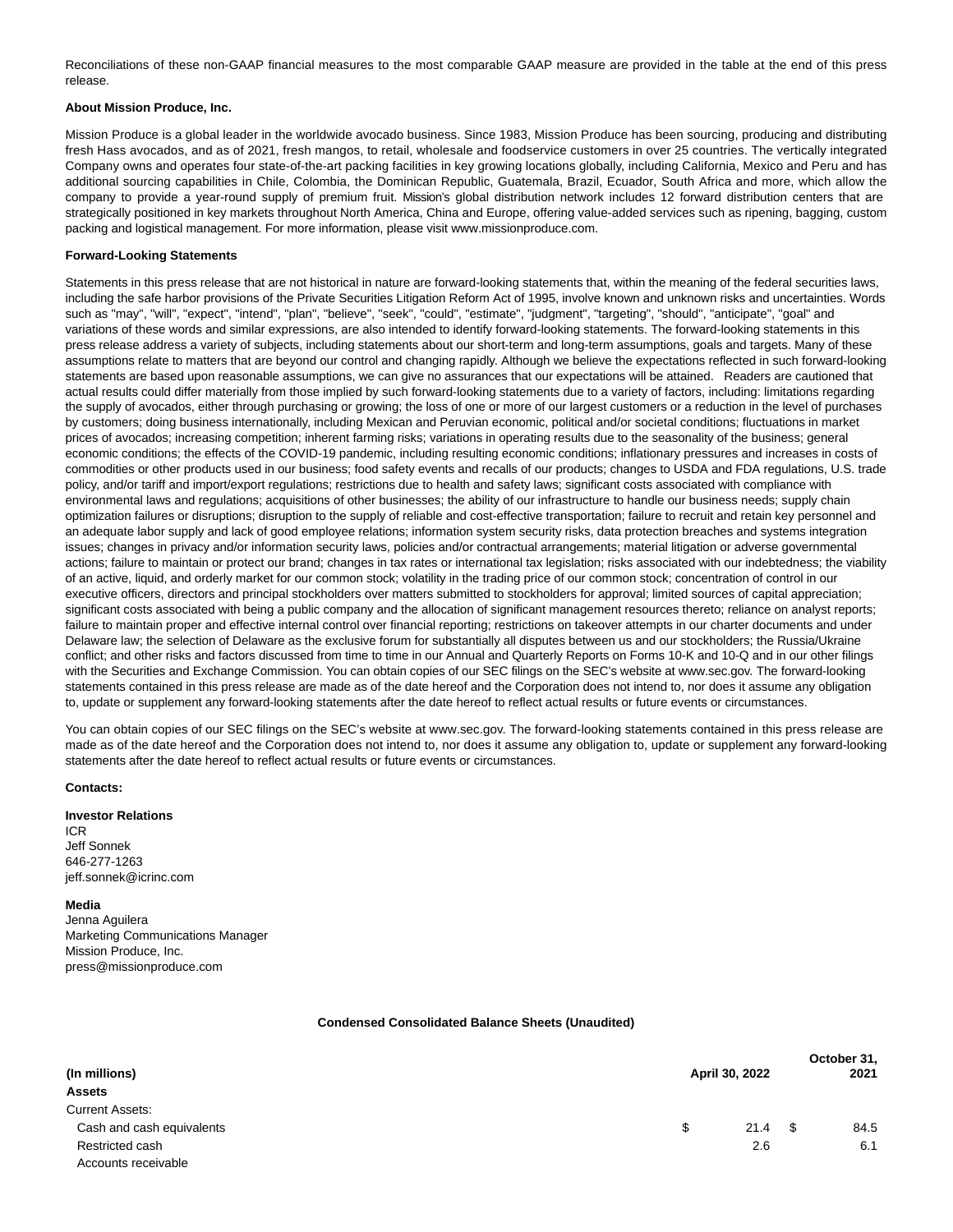Reconciliations of these non-GAAP financial measures to the most comparable GAAP measure are provided in the table at the end of this press release.

**About Mission Produce, Inc.**

Mission Produce is a global leader in the worldwide avocado business. Since 1983, Mission Produce has been sourcing, producing and distributing fresh Hass avocados, and as of 2021, fresh mangos, to retail, wholesale and foodservice customers in over 25 countries. The vertically integrated Company owns and operates four state-of-the-art packing facilities in key growing locations globally, including California, Mexico and Peru and has additional sourcing capabilities in Chile, Colombia, the Dominican Republic, Guatemala, Brazil, Ecuador, South Africa and more, which allow the company to provide a year-round supply of premium fruit. Mission's global distribution network includes 12 forward distribution centers that are strategically positioned in key markets throughout North America, China and Europe, offering value-added services such as ripening, bagging, custom packing and logistical management. For more information, please visit www.missionproduce.com.

**Forward-Looking Statements**

Statements in this press release that are not historical in nature are forward-looking statements that, within the meaning of the federal securities laws, including the safe harbor provisions of the Private Securities Litigation Reform Act of 1995, involve known and unknown risks and uncertainties. Words such as "may", "will", "expect", "intend", "plan", "believe", "seek", "could", "estimate", "judgment", "targeting", "should", "anticipate", "goal" and variations of these words and similar expressions, are also intended to identify forward-looking statements. The forward-looking statements in this press release address a variety of subjects, including statements about our short-term and long-term assumptions, goals and targets. Many of these assumptions relate to matters that are beyond our control and changing rapidly. Although we believe the expectations reflected in such forward-looking statements are based upon reasonable assumptions, we can give no assurances that our expectations will be attained. Readers are cautioned that actual results could differ materially from those implied by such forward-looking statements due to a variety of factors, including: limitations regarding the supply of avocados, either through purchasing or growing; the loss of one or more of our largest customers or a reduction in the level of purchases by customers; doing business internationally, including Mexican and Peruvian economic, political and/or societal conditions; fluctuations in market prices of avocados; increasing competition; inherent farming risks; variations in operating results due to the seasonality of the business; general economic conditions; the effects of the COVID-19 pandemic, including resulting economic conditions; inflationary pressures and increases in costs of commodities or other products used in our business; food safety events and recalls of our products; changes to USDA and FDA regulations, U.S. trade policy, and/or tariff and import/export regulations; restrictions due to health and safety laws; significant costs associated with compliance with environmental laws and regulations; acquisitions of other businesses; the ability of our infrastructure to handle our business needs; supply chain optimization failures or disruptions; disruption to the supply of reliable and cost-effective transportation; failure to recruit and retain key personnel and an adequate labor supply and lack of good employee relations; information system security risks, data protection breaches and systems integration issues; changes in privacy and/or information security laws, policies and/or contractual arrangements; material litigation or adverse governmental actions; failure to maintain or protect our brand; changes in tax rates or international tax legislation; risks associated with our indebtedness; the viability of an active, liquid, and orderly market for our common stock; volatility in the trading price of our common stock; concentration of control in our executive officers, directors and principal stockholders over matters submitted to stockholders for approval; limited sources of capital appreciation; significant costs associated with being a public company and the allocation of significant management resources thereto; reliance on analyst reports; failure to maintain proper and effective internal control over financial reporting; restrictions on takeover attempts in our charter documents and under Delaware law; the selection of Delaware as the exclusive forum for substantially all disputes between us and our stockholders; the Russia/Ukraine conflict; and other risks and factors discussed from time to time in our Annual and Quarterly Reports on Forms 10-K and 10-Q and in our other filings with the Securities and Exchange Commission. You can obtain copies of our SEC filings on the SEC's website at www.sec.gov. The forward-looking statements contained in this press release are made as of the date hereof and the Corporation does not intend to, nor does it assume any obligation to, update or supplement any forward-looking statements after the date hereof to reflect actual results or future events or circumstances.

You can obtain copies of our SEC filings on the SEC's website at www.sec.gov. The forward-looking statements contained in this press release are made as of the date hereof and the Corporation does not intend to, nor does it assume any obligation to, update or supplement any forward-looking statements after the date hereof to reflect actual results or future events or circumstances.

**Contacts:**

**Investor Relations**
ICR
Jeff Sonnek
646-277-1263
jeff.sonnek@icrinc.com

**Media**
Jenna Aguilera
Marketing Communications Manager
Mission Produce, Inc.
press@missionproduce.com

**Condensed Consolidated Balance Sheets (Unaudited)**

| (In millions) | April 30, 2022 | October 31, 2021 |
|---|---|---|
| **Assets** | | |
| Current Assets: | | |
| Cash and cash equivalents | $ 21.4 | $ 84.5 |
| Restricted cash | 2.6 | 6.1 |
| Accounts receivable | | |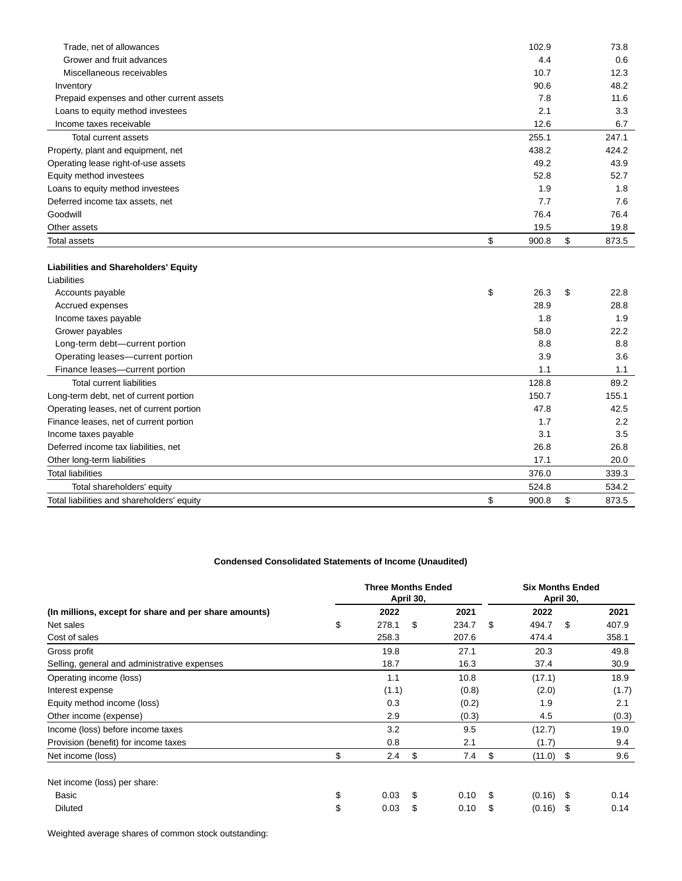| | | |
|---|---|---|
| Trade, net of allowances | 102.9 | 73.8 |
| Grower and fruit advances | 4.4 | 0.6 |
| Miscellaneous receivables | 10.7 | 12.3 |
| Inventory | 90.6 | 48.2 |
| Prepaid expenses and other current assets | 7.8 | 11.6 |
| Loans to equity method investees | 2.1 | 3.3 |
| Income taxes receivable | 12.6 | 6.7 |
| Total current assets | 255.1 | 247.1 |
| Property, plant and equipment, net | 438.2 | 424.2 |
| Operating lease right-of-use assets | 49.2 | 43.9 |
| Equity method investees | 52.8 | 52.7 |
| Loans to equity method investees | 1.9 | 1.8 |
| Deferred income tax assets, net | 7.7 | 7.6 |
| Goodwill | 76.4 | 76.4 |
| Other assets | 19.5 | 19.8 |
| Total assets | $ 900.8 | $ 873.5 |
| | | |
| **Liabilities and Shareholders' Equity** | | |
| Liabilities | | |
| Accounts payable | $ 26.3 | $ 22.8 |
| Accrued expenses | 28.9 | 28.8 |
| Income taxes payable | 1.8 | 1.9 |
| Grower payables | 58.0 | 22.2 |
| Long-term debt—current portion | 8.8 | 8.8 |
| Operating leases—current portion | 3.9 | 3.6 |
| Finance leases—current portion | 1.1 | 1.1 |
| Total current liabilities | 128.8 | 89.2 |
| Long-term debt, net of current portion | 150.7 | 155.1 |
| Operating leases, net of current portion | 47.8 | 42.5 |
| Finance leases, net of current portion | 1.7 | 2.2 |
| Income taxes payable | 3.1 | 3.5 |
| Deferred income tax liabilities, net | 26.8 | 26.8 |
| Other long-term liabilities | 17.1 | 20.0 |
| Total liabilities | 376.0 | 339.3 |
| Total shareholders' equity | 524.8 | 534.2 |
| Total liabilities and shareholders' equity | $ 900.8 | $ 873.5 |

**Condensed Consolidated Statements of Income (Unaudited)**

| | Three Months Ended April 30, | | Six Months Ended April 30, | |
|---|---|---|---|---|
| **(In millions, except for share and per share amounts)** | **2022** | **2021** | **2022** | **2021** |
| Net sales | $ 278.1 | $ 234.7 | $ 494.7 | $ 407.9 |
| Cost of sales | 258.3 | 207.6 | 474.4 | 358.1 |
| Gross profit | 19.8 | 27.1 | 20.3 | 49.8 |
| Selling, general and administrative expenses | 18.7 | 16.3 | 37.4 | 30.9 |
| Operating income (loss) | 1.1 | 10.8 | (17.1) | 18.9 |
| Interest expense | (1.1) | (0.8) | (2.0) | (1.7) |
| Equity method income (loss) | 0.3 | (0.2) | 1.9 | 2.1 |
| Other income (expense) | 2.9 | (0.3) | 4.5 | (0.3) |
| Income (loss) before income taxes | 3.2 | 9.5 | (12.7) | 19.0 |
| Provision (benefit) for income taxes | 0.8 | 2.1 | (1.7) | 9.4 |
| Net income (loss) | $ 2.4 | $ 7.4 | $ (11.0) | $ 9.6 |
| | | | | |
| Net income (loss) per share: | | | | |
| Basic | $ 0.03 | $ 0.10 | $ (0.16) | $ 0.14 |
| Diluted | $ 0.03 | $ 0.10 | $ (0.16) | $ 0.14 |

Weighted average shares of common stock outstanding: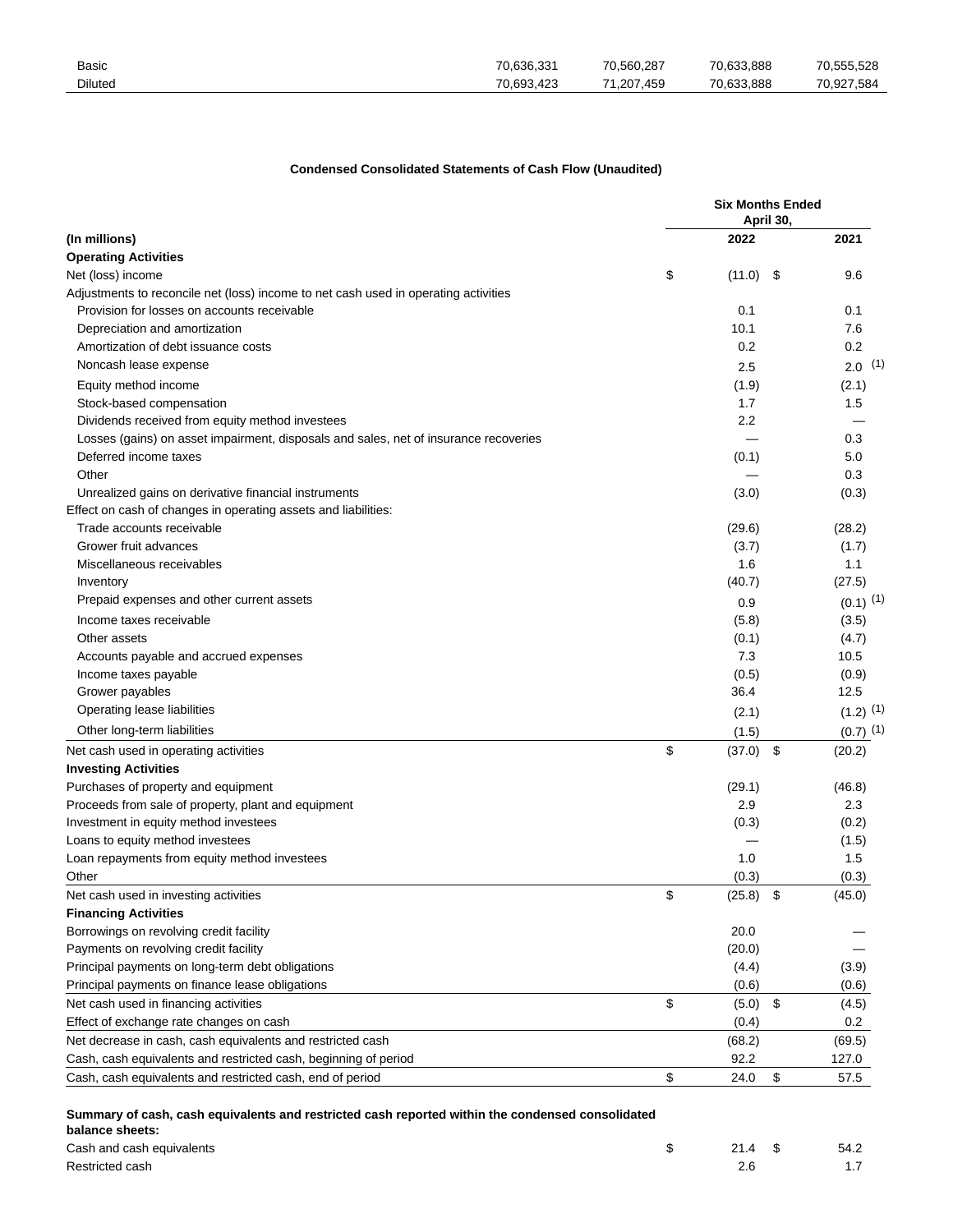| | | | | |
|---|---|---|---|---|
| Basic | 70,636,331 | 70,560,287 | 70,633,888 | 70,555,528 |
| Diluted | 70,693,423 | 71,207,459 | 70,633,888 | 70,927,584 |

**Condensed Consolidated Statements of Cash Flow (Unaudited)**

| | Six Months Ended April 30, | |
|---|---|---|
| **(In millions)** | **2022** | **2021** |
| **Operating Activities** | | |
| Net (loss) income | $ (11.0) | $ 9.6 |
| Adjustments to reconcile net (loss) income to net cash used in operating activities | | |
| Provision for losses on accounts receivable | 0.1 | 0.1 |
| Depreciation and amortization | 10.1 | 7.6 |
| Amortization of debt issuance costs | 0.2 | 0.2 |
| Noncash lease expense | 2.5 | 2.0 (1) |
| Equity method income | (1.9) | (2.1) |
| Stock-based compensation | 1.7 | 1.5 |
| Dividends received from equity method investees | 2.2 | — |
| Losses (gains) on asset impairment, disposals and sales, net of insurance recoveries | — | 0.3 |
| Deferred income taxes | (0.1) | 5.0 |
| Other | — | 0.3 |
| Unrealized gains on derivative financial instruments | (3.0) | (0.3) |
| Effect on cash of changes in operating assets and liabilities: | | |
| Trade accounts receivable | (29.6) | (28.2) |
| Grower fruit advances | (3.7) | (1.7) |
| Miscellaneous receivables | 1.6 | 1.1 |
| Inventory | (40.7) | (27.5) |
| Prepaid expenses and other current assets | 0.9 | (0.1) (1) |
| Income taxes receivable | (5.8) | (3.5) |
| Other assets | (0.1) | (4.7) |
| Accounts payable and accrued expenses | 7.3 | 10.5 |
| Income taxes payable | (0.5) | (0.9) |
| Grower payables | 36.4 | 12.5 |
| Operating lease liabilities | (2.1) | (1.2) (1) |
| Other long-term liabilities | (1.5) | (0.7) (1) |
| Net cash used in operating activities | $ (37.0) | $ (20.2) |
| **Investing Activities** | | |
| Purchases of property and equipment | (29.1) | (46.8) |
| Proceeds from sale of property, plant and equipment | 2.9 | 2.3 |
| Investment in equity method investees | (0.3) | (0.2) |
| Loans to equity method investees | — | (1.5) |
| Loan repayments from equity method investees | 1.0 | 1.5 |
| Other | (0.3) | (0.3) |
| Net cash used in investing activities | $ (25.8) | $ (45.0) |
| **Financing Activities** | | |
| Borrowings on revolving credit facility | 20.0 | — |
| Payments on revolving credit facility | (20.0) | — |
| Principal payments on long-term debt obligations | (4.4) | (3.9) |
| Principal payments on finance lease obligations | (0.6) | (0.6) |
| Net cash used in financing activities | $ (5.0) | $ (4.5) |
| Effect of exchange rate changes on cash | (0.4) | 0.2 |
| Net decrease in cash, cash equivalents and restricted cash | (68.2) | (69.5) |
| Cash, cash equivalents and restricted cash, beginning of period | 92.2 | 127.0 |
| Cash, cash equivalents and restricted cash, end of period | $ 24.0 | $ 57.5 |
| | | |
| **Summary of cash, cash equivalents and restricted cash reported within the condensed consolidated balance sheets:** | | |
| Cash and cash equivalents | $ 21.4 | $ 54.2 |
| Restricted cash | 2.6 | 1.7 |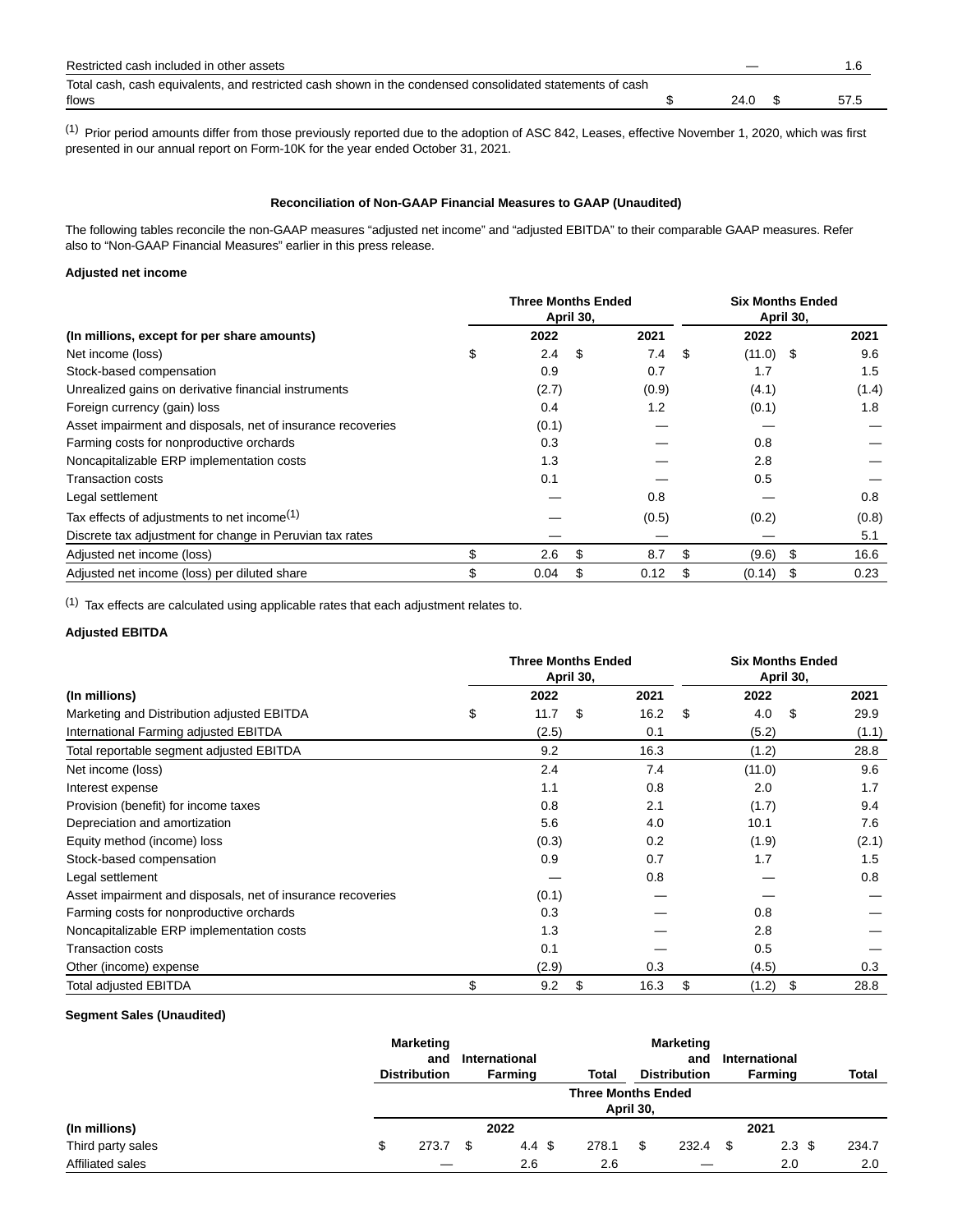| | | |
|---|---|---|
| Restricted cash included in other assets | — | 1.6 |
| Total cash, cash equivalents, and restricted cash shown in the condensed consolidated statements of cash flows | $ 24.0 | $ 57.5 |

[(1)] Prior period amounts differ from those previously reported due to the adoption of ASC 842, Leases, effective November 1, 2020, which was first presented in our annual report on Form-10K for the year ended October 31, 2021.

## Reconciliation of Non-GAAP Financial Measures to GAAP (Unaudited)

The following tables reconcile the non-GAAP measures "adjusted net income" and "adjusted EBITDA" to their comparable GAAP measures. Refer also to "Non-GAAP Financial Measures" earlier in this press release.

**Adjusted net income**

| | Three Months Ended April 30, | | Six Months Ended April 30, | |
|---|---|---|---|---|
| **(In millions, except for per share amounts)** | **2022** | **2021** | **2022** | **2021** |
| Net income (loss) | $ 2.4 | $ 7.4 | $ (11.0) | $ 9.6 |
| Stock-based compensation | 0.9 | 0.7 | 1.7 | 1.5 |
| Unrealized gains on derivative financial instruments | (2.7) | (0.9) | (4.1) | (1.4) |
| Foreign currency (gain) loss | 0.4 | 1.2 | (0.1) | 1.8 |
| Asset impairment and disposals, net of insurance recoveries | (0.1) | — | — | — |
| Farming costs for nonproductive orchards | 0.3 | — | 0.8 | — |
| Noncapitalizable ERP implementation costs | 1.3 | — | 2.8 | — |
| Transaction costs | 0.1 | — | 0.5 | — |
| Legal settlement | — | 0.8 | — | 0.8 |
| Tax effects of adjustments to net income[(1)] | — | (0.5) | (0.2) | (0.8) |
| Discrete tax adjustment for change in Peruvian tax rates | — | — | — | 5.1 |
| Adjusted net income (loss) | $ 2.6 | $ 8.7 | $ (9.6) | $ 16.6 |
| Adjusted net income (loss) per diluted share | $ 0.04 | $ 0.12 | $ (0.14) | $ 0.23 |

[(1)] Tax effects are calculated using applicable rates that each adjustment relates to.

**Adjusted EBITDA**

| | Three Months Ended April 30, | | Six Months Ended April 30, | |
|---|---|---|---|---|
| **(In millions)** | **2022** | **2021** | **2022** | **2021** |
| Marketing and Distribution adjusted EBITDA | $ 11.7 | $ 16.2 | $ 4.0 | $ 29.9 |
| International Farming adjusted EBITDA | (2.5) | 0.1 | (5.2) | (1.1) |
| Total reportable segment adjusted EBITDA | 9.2 | 16.3 | (1.2) | 28.8 |
| Net income (loss) | 2.4 | 7.4 | (11.0) | 9.6 |
| Interest expense | 1.1 | 0.8 | 2.0 | 1.7 |
| Provision (benefit) for income taxes | 0.8 | 2.1 | (1.7) | 9.4 |
| Depreciation and amortization | 5.6 | 4.0 | 10.1 | 7.6 |
| Equity method (income) loss | (0.3) | 0.2 | (1.9) | (2.1) |
| Stock-based compensation | 0.9 | 0.7 | 1.7 | 1.5 |
| Legal settlement | — | 0.8 | — | 0.8 |
| Asset impairment and disposals, net of insurance recoveries | (0.1) | — | — | — |
| Farming costs for nonproductive orchards | 0.3 | — | 0.8 | — |
| Noncapitalizable ERP implementation costs | 1.3 | — | 2.8 | — |
| Transaction costs | 0.1 | — | 0.5 | — |
| Other (income) expense | (2.9) | 0.3 | (4.5) | 0.3 |
| Total adjusted EBITDA | $ 9.2 | $ 16.3 | $ (1.2) | $ 28.8 |

**Segment Sales (Unaudited)**

| | Marketing and Distribution | International Farming | Total | Marketing and Distribution | International Farming | Total |
|---|---|---|---|---|---|---|
| | Three Months Ended April 30, | | | | | |
| **(In millions)** | 2022 | | | 2021 | | |
| Third party sales | $ 273.7 | $ 4.4 | $ 278.1 | $ 232.4 | $ 2.3 | $ 234.7 |
| Affiliated sales | — | 2.6 | 2.6 | — | 2.0 | 2.0 |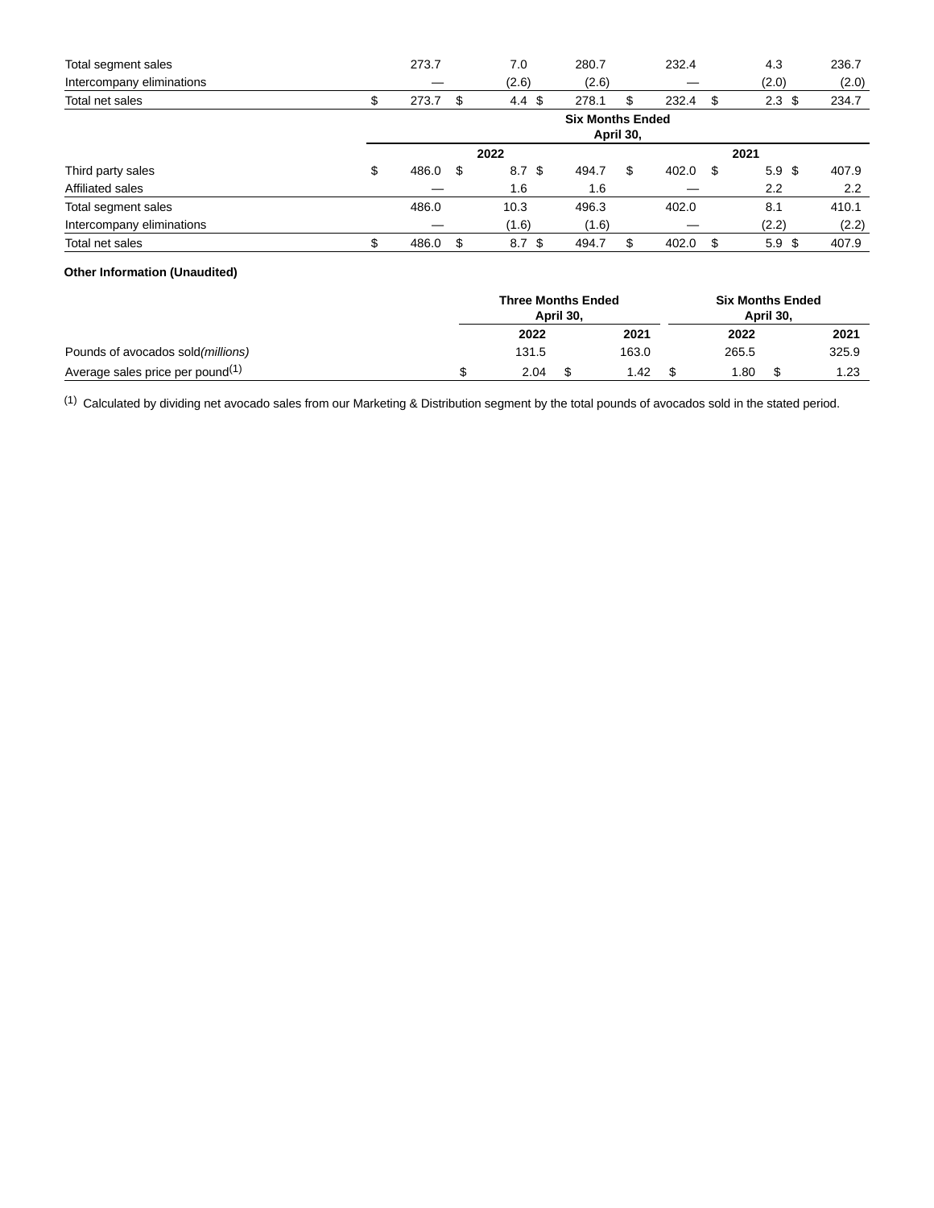| | | | | | | |
|---|---|---|---|---|---|---|
| Total segment sales | 273.7 | 7.0 | 280.7 | 232.4 | 4.3 | 236.7 |
| Intercompany eliminations | — | (2.6) | (2.6) | — | (2.0) | (2.0) |
| Total net sales | $ 273.7 | $ 4.4 | $ 278.1 | $ 232.4 | $ 2.3 | $ 234.7 |

| | Six Months Ended April 30, | | | | | |
|---|---|---|---|---|---|---|
| | 2022 | | | 2021 | | |
| Third party sales | $ 486.0 | $ 8.7 | $ 494.7 | $ 402.0 | $ 5.9 | $ 407.9 |
| Affiliated sales | — | 1.6 | 1.6 | — | 2.2 | 2.2 |
| Total segment sales | 486.0 | 10.3 | 496.3 | 402.0 | 8.1 | 410.1 |
| Intercompany eliminations | — | (1.6) | (1.6) | — | (2.2) | (2.2) |
| Total net sales | $ 486.0 | $ 8.7 | $ 494.7 | $ 402.0 | $ 5.9 | $ 407.9 |

**Other Information (Unaudited)**

| | Three Months Ended April 30, | | Six Months Ended April 30, | |
|---|---|---|---|---|
| | 2022 | 2021 | 2022 | 2021 |
| Pounds of avocados sold *(millions)* | 131.5 | 163.0 | 265.5 | 325.9 |
| Average sales price per pound[(1)] | $ 2.04 | $ 1.42 | $ 1.80 | $ 1.23 |

[(1)] Calculated by dividing net avocado sales from our Marketing & Distribution segment by the total pounds of avocados sold in the stated period.